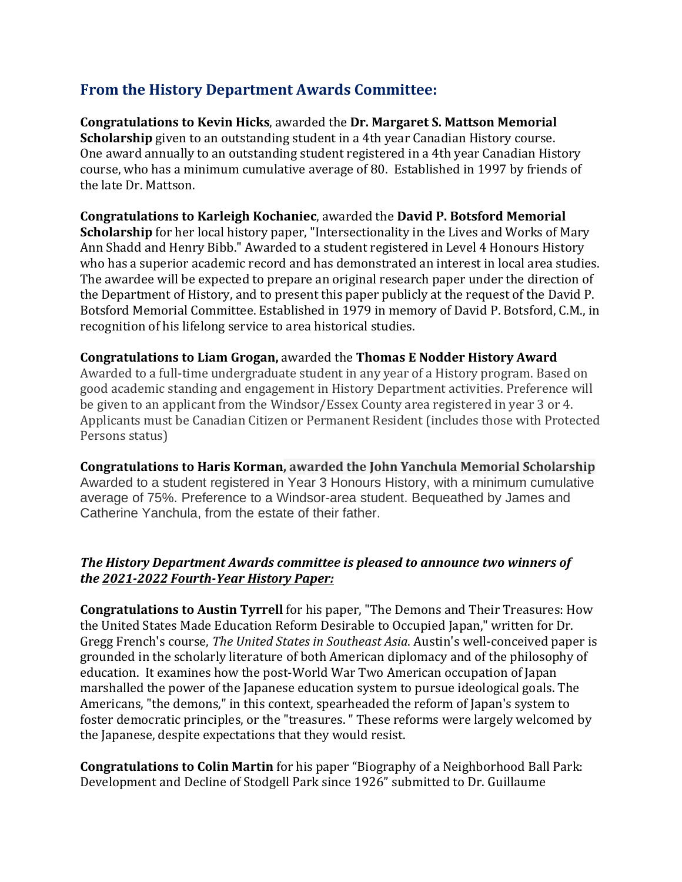## From the History Department Awards Committee:

**Congratulations to Kevin Hicks**, awarded the **Dr. Margaret S. Mattson Memorial Scholarship** given to an outstanding student in a 4th year Canadian History course. One award annually to an outstanding student registered in a 4th year Canadian History course, who has a minimum cumulative average of 80. Established in 1997 by friends of the late Dr. Mattson.

**Congratulations to Karleigh Kochaniec**, awarded the **David P. Botsford Memorial Scholarship** for her local history paper, "Intersectionality in the Lives and Works of Mary Ann Shadd and Henry Bibb." Awarded to a student registered in Level 4 Honours History who has a superior academic record and has demonstrated an interest in local area studies. The awardee will be expected to prepare an original research paper under the direction of the Department of History, and to present this paper publicly at the request of the David P. Botsford Memorial Committee. Established in 1979 in memory of David P. Botsford, C.M., in recognition of his lifelong service to area historical studies.

**Congratulations to Liam Grogan,** awarded the **Thomas E Nodder History Award**
Awarded to a full-time undergraduate student in any year of a History program. Based on good academic standing and engagement in History Department activities. Preference will be given to an applicant from the Windsor/Essex County area registered in year 3 or 4. Applicants must be Canadian Citizen or Permanent Resident (includes those with Protected Persons status)

**Congratulations to Haris Korman, awarded the John Yanchula Memorial Scholarship**
Awarded to a student registered in Year 3 Honours History, with a minimum cumulative average of 75%. Preference to a Windsor-area student. Bequeathed by James and Catherine Yanchula, from the estate of their father.

***The History Department Awards committee is pleased to announce two winners of the 2021-2022 Fourth-Year History Paper:***

**Congratulations to Austin Tyrrell** for his paper, "The Demons and Their Treasures: How the United States Made Education Reform Desirable to Occupied Japan," written for Dr. Gregg French's course, *The United States in Southeast Asia*. Austin's well-conceived paper is grounded in the scholarly literature of both American diplomacy and of the philosophy of education. It examines how the post-World War Two American occupation of Japan marshalled the power of the Japanese education system to pursue ideological goals. The Americans, "the demons," in this context, spearheaded the reform of Japan's system to foster democratic principles, or the "treasures. " These reforms were largely welcomed by the Japanese, despite expectations that they would resist.

**Congratulations to Colin Martin** for his paper "Biography of a Neighborhood Ball Park: Development and Decline of Stodgell Park since 1926" submitted to Dr. Guillaume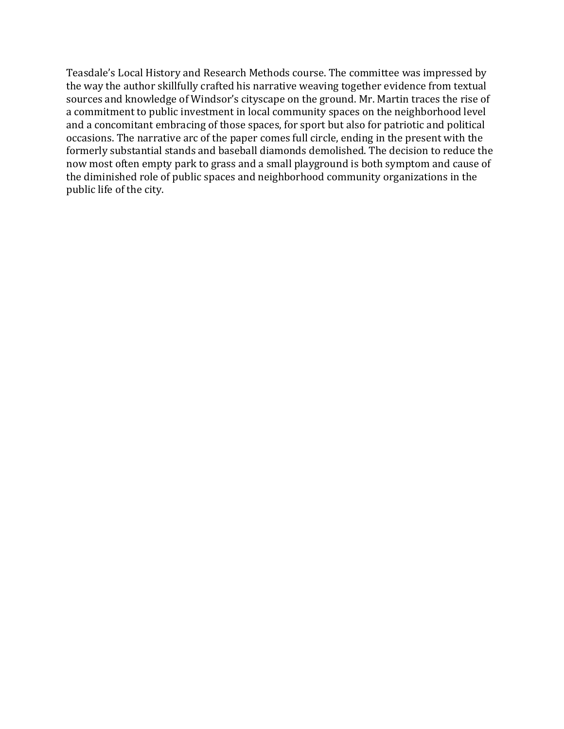Teasdale's Local History and Research Methods course. The committee was impressed by the way the author skillfully crafted his narrative weaving together evidence from textual sources and knowledge of Windsor's cityscape on the ground. Mr. Martin traces the rise of a commitment to public investment in local community spaces on the neighborhood level and a concomitant embracing of those spaces, for sport but also for patriotic and political occasions. The narrative arc of the paper comes full circle, ending in the present with the formerly substantial stands and baseball diamonds demolished. The decision to reduce the now most often empty park to grass and a small playground is both symptom and cause of the diminished role of public spaces and neighborhood community organizations in the public life of the city.